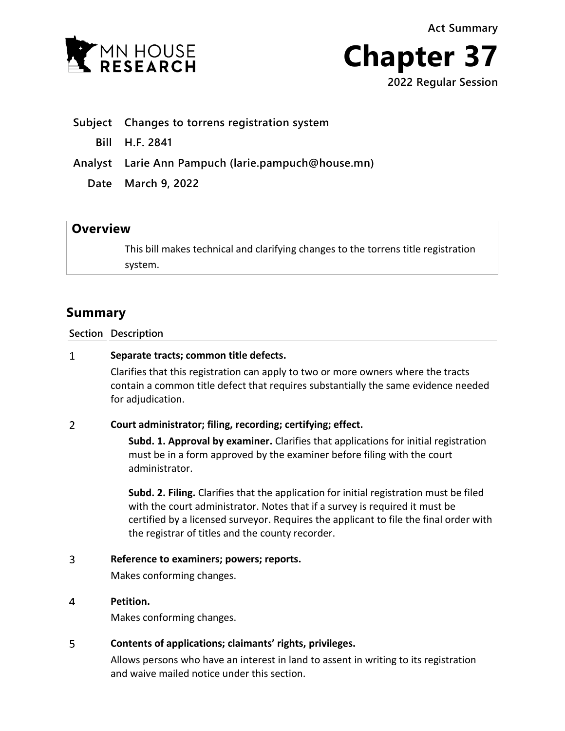Act Summary

# Chapter 37

2022 Regular Session

**Subject** Changes to torrens registration system

**Bill** H.F. 2841

**Analyst** Larie Ann Pampuch (larie.pampuch@house.mn)

**Date** March 9, 2022

## Overview

This bill makes technical and clarifying changes to the torrens title registration system.

## Summary

| Section | Description |
|---|---|
| 1 | **Separate tracts; common title defects.**<br>Clarifies that this registration can apply to two or more owners where the tracts contain a common title defect that requires substantially the same evidence needed for adjudication. |
| 2 | **Court administrator; filing, recording; certifying; effect.**<br>**Subd. 1. Approval by examiner.** Clarifies that applications for initial registration must be in a form approved by the examiner before filing with the court administrator.<br><br>**Subd. 2. Filing.** Clarifies that the application for initial registration must be filed with the court administrator. Notes that if a survey is required it must be certified by a licensed surveyor. Requires the applicant to file the final order with the registrar of titles and the county recorder. |
| 3 | **Reference to examiners; powers; reports.**<br>Makes conforming changes. |
| 4 | **Petition.**<br>Makes conforming changes. |
| 5 | **Contents of applications; claimants' rights, privileges.**<br>Allows persons who have an interest in land to assent in writing to its registration and waive mailed notice under this section. |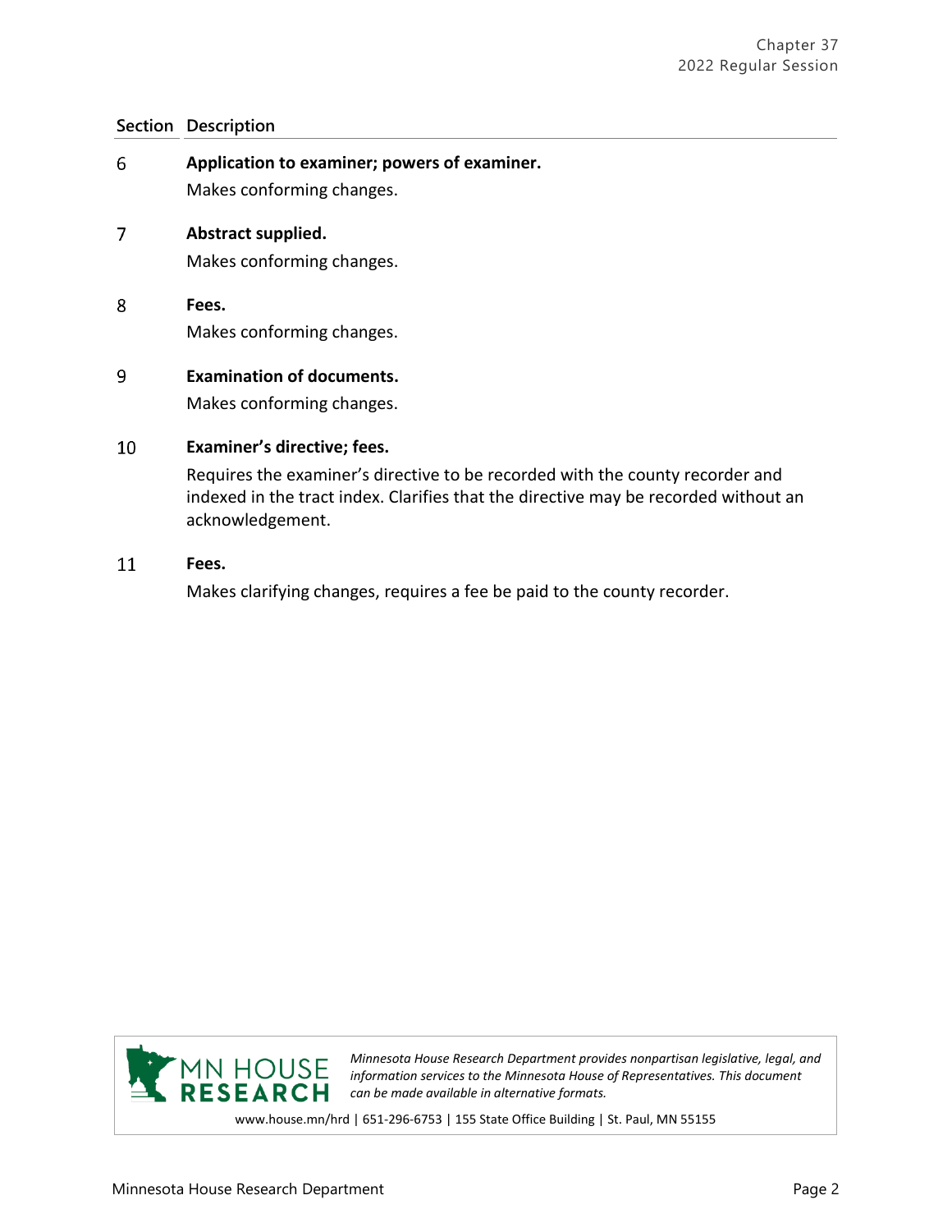| Section | Description |
|---|---|
| 6 | **Application to examiner; powers of examiner.**<br>Makes conforming changes. |
| 7 | **Abstract supplied.**<br>Makes conforming changes. |
| 8 | **Fees.**<br>Makes conforming changes. |
| 9 | **Examination of documents.**<br>Makes conforming changes. |
| 10 | **Examiner's directive; fees.**<br>Requires the examiner's directive to be recorded with the county recorder and indexed in the tract index. Clarifies that the directive may be recorded without an acknowledgement. |
| 11 | **Fees.**<br>Makes clarifying changes, requires a fee be paid to the county recorder. |

MN HOUSE RESEARCH

*Minnesota House Research Department provides nonpartisan legislative, legal, and information services to the Minnesota House of Representatives. This document can be made available in alternative formats.*

www.house.mn/hrd | 651-296-6753 | 155 State Office Building | St. Paul, MN 55155